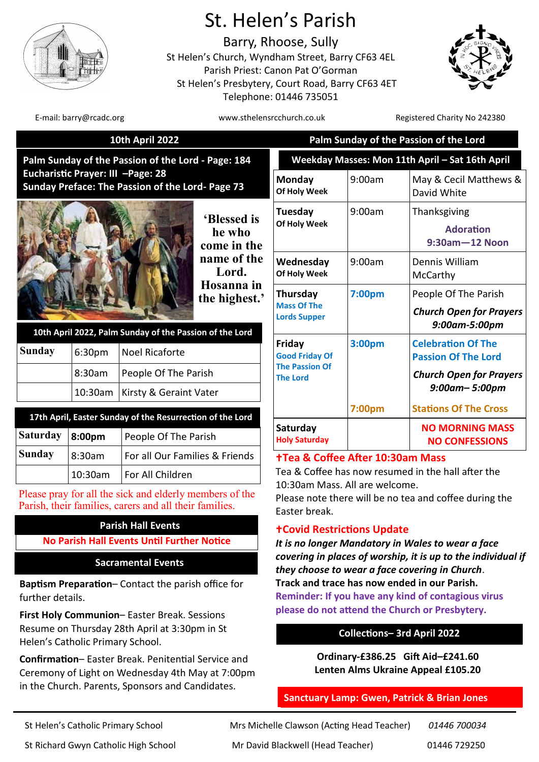# St. Helen's Parish

## Barry, Rhoose, Sully

St Helen's Church, Wyndham Street, Barry CF63 4EL
Parish Priest: Canon Pat O'Gorman
St Helen's Presbytery, Court Road, Barry CF63 4ET
Telephone: 01446 735051

E-mail: barry@rcadc.org | www.sthelensrcchurch.co.uk | Registered Charity No 242380

**10th April 2022** — **Palm Sunday of the Passion of the Lord**

**Palm Sunday of the Passion of the Lord - Page: 184**
**Eucharistic Prayer: III –Page: 28**
**Sunday Preface: The Passion of the Lord- Page 73**

**'Blessed is he who come in the name of the Lord. Hosanna in the highest.'**

| 10th April 2022, Palm Sunday of the Passion of the Lord | | |
|---|---|---|
| **Sunday** | 6:30pm | Noel Ricaforte |
| | 8:30am | People Of The Parish |
| | 10:30am | Kirsty & Geraint Vater |

| 17th April, Easter Sunday of the Resurrection of the Lord | | |
|---|---|---|
| **Saturday** | **8:00pm** | People Of The Parish |
| **Sunday** | 8:30am | For all Our Families & Friends |
| | 10:30am | For All Children |

Please pray for all the sick and elderly members of the Parish, their families, carers and all their families.

### Parish Hall Events

**No Parish Hall Events Until Further Notice**

### Sacramental Events

**Baptism Preparation**– Contact the parish office for further details.

**First Holy Communion**– Easter Break. Sessions Resume on Thursday 28th April at 3:30pm in St Helen's Catholic Primary School.

**Confirmation**– Easter Break. Penitential Service and Ceremony of Light on Wednesday 4th May at 7:00pm in the Church. Parents, Sponsors and Candidates.

| Weekday Masses: Mon 11th April – Sat 16th April | | |
|---|---|---|
| **Monday** Of Holy Week | 9:00am | May & Cecil Matthews & David White |
| **Tuesday** Of Holy Week | 9:00am | Thanksgiving<br>**Adoration 9:30am—12 Noon** |
| **Wednesday** Of Holy Week | 9:00am | Dennis William McCarthy |
| **Thursday** Mass Of The Lords Supper | **7:00pm** | People Of The Parish<br>***Church Open for Prayers 9:00am-5:00pm*** |
| **Friday** Good Friday Of The Passion Of The Lord | **3:00pm** | **Celebration Of The Passion Of The Lord**<br>***Church Open for Prayers 9:00am– 5:00pm*** |
| | **7:00pm** | **Stations Of The Cross** |
| **Saturday** Holy Saturday | | **NO MORNING MASS**<br>**NO CONFESSIONS** |

### ✝Tea & Coffee After 10:30am Mass

Tea & Coffee has now resumed in the hall after the 10:30am Mass. All are welcome.
Please note there will be no tea and coffee during the Easter break.

### ✝Covid Restrictions Update

***It is no longer Mandatory in Wales to wear a face covering in places of worship, it is up to the individual if they choose to wear a face covering in Church.***
**Track and trace has now ended in our Parish.**
**Reminder: If you have any kind of contagious virus please do not attend the Church or Presbytery.**

### Collections– 3rd April 2022

**Ordinary-£386.25 Gift Aid–£241.60**
**Lenten Alms Ukraine Appeal £105.20**

**Sanctuary Lamp: Gwen, Patrick & Brian Jones**

| | | |
|---|---|---|
| St Helen's Catholic Primary School | Mrs Michelle Clawson (Acting Head Teacher) | *01446 700034* |
| St Richard Gwyn Catholic High School | Mr David Blackwell (Head Teacher) | 01446 729250 |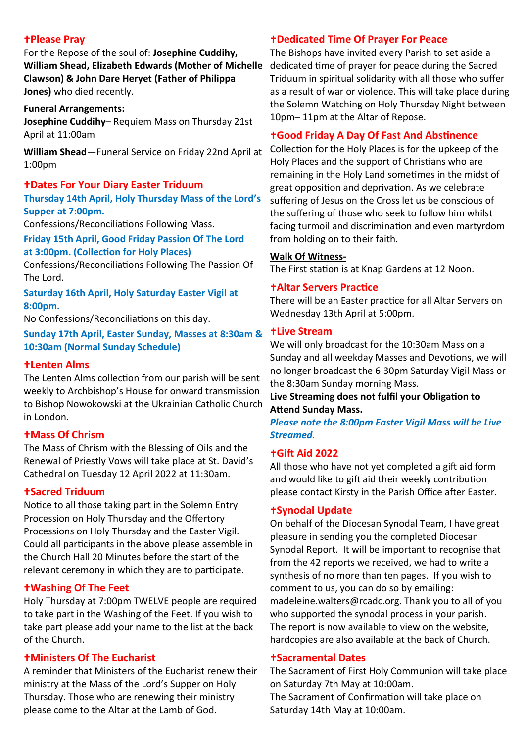## ✝Please Pray

For the Repose of the soul of: **Josephine Cuddihy, William Shead, Elizabeth Edwards (Mother of Michelle Clawson) & John Dare Heryet (Father of Philippa Jones)** who died recently.

**Funeral Arrangements:**

**Josephine Cuddihy**– Requiem Mass on Thursday 21st April at 11:00am

**William Shead**—Funeral Service on Friday 22nd April at 1:00pm

## ✝Dates For Your Diary Easter Triduum

**Thursday 14th April, Holy Thursday Mass of the Lord's Supper at 7:00pm.**

Confessions/Reconciliations Following Mass.

**Friday 15th April, Good Friday Passion Of The Lord at 3:00pm. (Collection for Holy Places)**

Confessions/Reconciliations Following The Passion Of The Lord.

**Saturday 16th April, Holy Saturday Easter Vigil at 8:00pm.**

No Confessions/Reconciliations on this day.

**Sunday 17th April, Easter Sunday, Masses at 8:30am & 10:30am (Normal Sunday Schedule)**

## ✝Lenten Alms

The Lenten Alms collection from our parish will be sent weekly to Archbishop's House for onward transmission to Bishop Nowokowski at the Ukrainian Catholic Church in London.

## ✝Mass Of Chrism

The Mass of Chrism with the Blessing of Oils and the Renewal of Priestly Vows will take place at St. David's Cathedral on Tuesday 12 April 2022 at 11:30am.

## ✝Sacred Triduum

Notice to all those taking part in the Solemn Entry Procession on Holy Thursday and the Offertory Processions on Holy Thursday and the Easter Vigil. Could all participants in the above please assemble in the Church Hall 20 Minutes before the start of the relevant ceremony in which they are to participate.

## ✝Washing Of The Feet

Holy Thursday at 7:00pm TWELVE people are required to take part in the Washing of the Feet. If you wish to take part please add your name to the list at the back of the Church.

## ✝Ministers Of The Eucharist

A reminder that Ministers of the Eucharist renew their ministry at the Mass of the Lord's Supper on Holy Thursday. Those who are renewing their ministry please come to the Altar at the Lamb of God.

## ✝Dedicated Time Of Prayer For Peace

The Bishops have invited every Parish to set aside a dedicated time of prayer for peace during the Sacred Triduum in spiritual solidarity with all those who suffer as a result of war or violence. This will take place during the Solemn Watching on Holy Thursday Night between 10pm– 11pm at the Altar of Repose.

## ✝Good Friday A Day Of Fast And Abstinence

Collection for the Holy Places is for the upkeep of the Holy Places and the support of Christians who are remaining in the Holy Land sometimes in the midst of great opposition and deprivation. As we celebrate suffering of Jesus on the Cross let us be conscious of the suffering of those who seek to follow him whilst facing turmoil and discrimination and even martyrdom from holding on to their faith.

**Walk Of Witness-**

The First station is at Knap Gardens at 12 Noon.

## ✝Altar Servers Practice

There will be an Easter practice for all Altar Servers on Wednesday 13th April at 5:00pm.

## ✝Live Stream

We will only broadcast for the 10:30am Mass on a Sunday and all weekday Masses and Devotions, we will no longer broadcast the 6:30pm Saturday Vigil Mass or the 8:30am Sunday morning Mass.

**Live Streaming does not fulfil your Obligation to Attend Sunday Mass.**

***Please note the 8:00pm Easter Vigil Mass will be Live Streamed.***

## ✝Gift Aid 2022

All those who have not yet completed a gift aid form and would like to gift aid their weekly contribution please contact Kirsty in the Parish Office after Easter.

## ✝Synodal Update

On behalf of the Diocesan Synodal Team, I have great pleasure in sending you the completed Diocesan Synodal Report. It will be important to recognise that from the 42 reports we received, we had to write a synthesis of no more than ten pages. If you wish to comment to us, you can do so by emailing: madeleine.walters@rcadc.org. Thank you to all of you who supported the synodal process in your parish. The report is now available to view on the website, hardcopies are also available at the back of Church.

## ✝Sacramental Dates

The Sacrament of First Holy Communion will take place on Saturday 7th May at 10:00am.

The Sacrament of Confirmation will take place on Saturday 14th May at 10:00am.